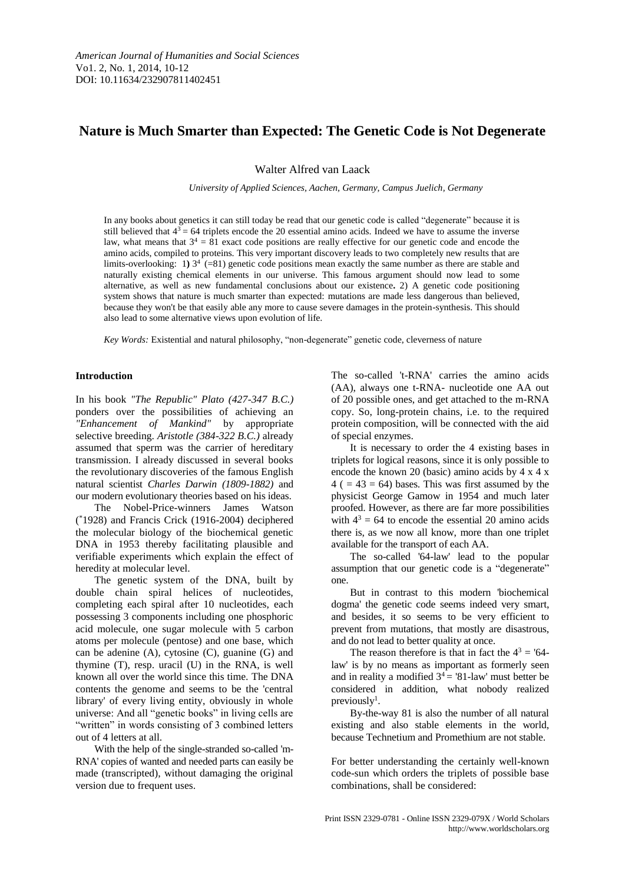# Nature is Much Smarter than Expected: The Genetic Code is Not Degenerate

Walter Alfred van Laack

*University of Applied Sciences, Aachen, Germany, Campus Juelich, Germany*

In any books about genetics it can still today be read that our genetic code is called "degenerate" because it is still believed that $4^3 = 64$ triplets encode the 20 essential amino acids. Indeed we have to assume the inverse law, what means that $3^4 = 81$ exact code positions are really effective for our genetic code and encode the amino acids, compiled to proteins. This very important discovery leads to two completely new results that are limits-overlooking: **1)** $3^4$ (=81) genetic code positions mean exactly the same number as there are stable and naturally existing chemical elements in our universe. This famous argument should now lead to some alternative, as well as new fundamental conclusions about our existence**.** 2) A genetic code positioning system shows that nature is much smarter than expected: mutations are made less dangerous than believed, because they won't be that easily able any more to cause severe damages in the protein-synthesis. This should also lead to some alternative views upon evolution of life.

*Key Words:* Existential and natural philosophy, "non-degenerate" genetic code, cleverness of nature

## Introduction

In his book *"The Republic" Plato (427-347 B.C.)* ponders over the possibilities of achieving an *"Enhancement of Mankind"* by appropriate selective breeding. *Aristotle (384-322 B.C.)* already assumed that sperm was the carrier of hereditary transmission. I already discussed in several books the revolutionary discoveries of the famous English natural scientist *Charles Darwin (1809-1882)* and our modern evolutionary theories based on his ideas.

The Nobel-Price-winners James Watson (*1928) and Francis Crick (1916-2004) deciphered the molecular biology of the biochemical genetic DNA in 1953 thereby facilitating plausible and verifiable experiments which explain the effect of heredity at molecular level.

The genetic system of the DNA, built by double chain spiral helices of nucleotides, completing each spiral after 10 nucleotides, each possessing 3 components including one phosphoric acid molecule, one sugar molecule with 5 carbon atoms per molecule (pentose) and one base, which can be adenine (A), cytosine (C), guanine (G) and thymine (T), resp. uracil (U) in the RNA, is well known all over the world since this time. The DNA contents the genome and seems to be the 'central library' of every living entity, obviously in whole universe: And all "genetic books" in living cells are "written" in words consisting of 3 combined letters out of 4 letters at all.

With the help of the single-stranded so-called 'm-RNA' copies of wanted and needed parts can easily be made (transcripted), without damaging the original version due to frequent uses.

The so-called 't-RNA' carries the amino acids (AA), always one t-RNA- nucleotide one AA out of 20 possible ones, and get attached to the m-RNA copy. So, long-protein chains, i.e. to the required protein composition, will be connected with the aid of special enzymes.

It is necessary to order the 4 existing bases in triplets for logical reasons, since it is only possible to encode the known 20 (basic) amino acids by 4 x 4 x 4 ( = 43 = 64) bases. This was first assumed by the physicist George Gamow in 1954 and much later proofed. However, as there are far more possibilities with $4^3 = 64$ to encode the essential 20 amino acids there is, as we now all know, more than one triplet available for the transport of each AA.

The so-called '64-law' lead to the popular assumption that our genetic code is a "degenerate" one.

But in contrast to this modern 'biochemical dogma' the genetic code seems indeed very smart, and besides, it so seems to be very efficient to prevent from mutations, that mostly are disastrous, and do not lead to better quality at once.

The reason therefore is that in fact the $4^3$ = '64-law' is by no means as important as formerly seen and in reality a modified $3^4$ = '81-law' must better be considered in addition, what nobody realized previously[1].

By-the-way 81 is also the number of all natural existing and also stable elements in the world, because Technetium and Promethium are not stable.

For better understanding the certainly well-known code-sun which orders the triplets of possible base combinations, shall be considered: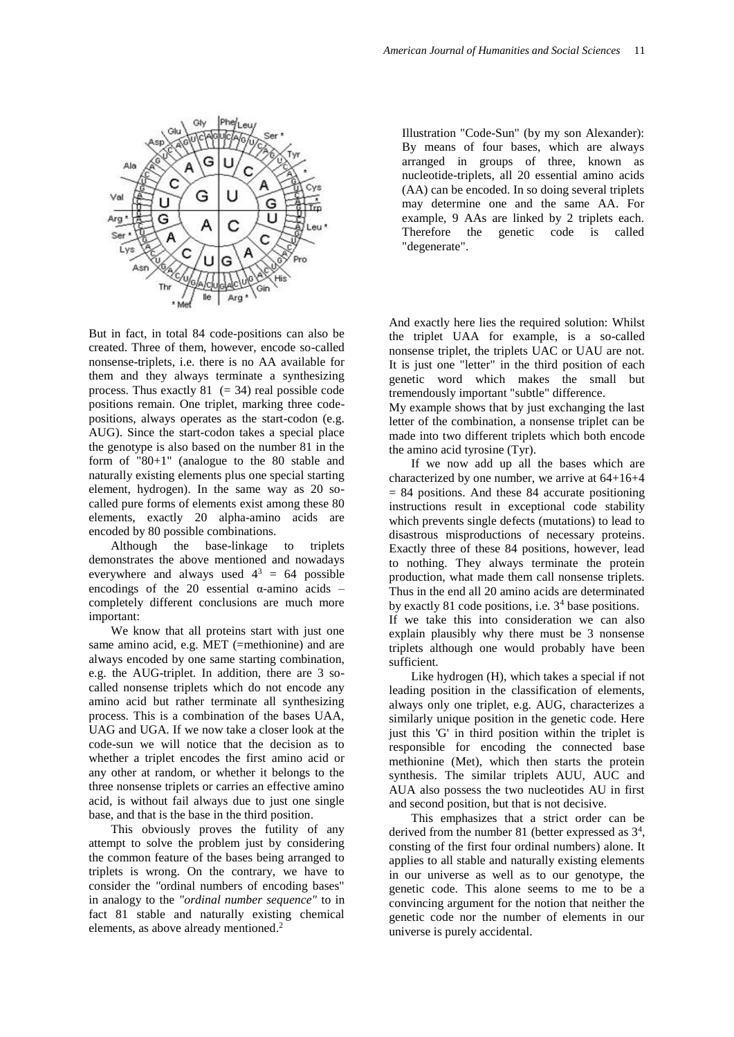Illustration "Code-Sun" (by my son Alexander): By means of four bases, which are always arranged in groups of three, known as nucleotide-triplets, all 20 essential amino acids (AA) can be encoded. In so doing several triplets may determine one and the same AA. For example, 9 AAs are linked by 2 triplets each. Therefore the genetic code is called "degenerate".

But in fact, in total 84 code-positions can also be created. Three of them, however, encode so-called nonsense-triplets, i.e. there is no AA available for them and they always terminate a synthesizing process. Thus exactly 81 (= 34) real possible code positions remain. One triplet, marking three code-positions, always operates as the start-codon (e.g. AUG). Since the start-codon takes a special place the genotype is also based on the number 81 in the form of "80+1" (analogue to the 80 stable and naturally existing elements plus one special starting element, hydrogen). In the same way as 20 so-called pure forms of elements exist among these 80 elements, exactly 20 alpha-amino acids are encoded by 80 possible combinations.

Although the base-linkage to triplets demonstrates the above mentioned and nowadays everywhere and always used $4^3 = 64$ possible encodings of the 20 essential α-amino acids – completely different conclusions are much more important:

We know that all proteins start with just one same amino acid, e.g. MET (=methionine) and are always encoded by one same starting combination, e.g. the AUG-triplet. In addition, there are 3 so-called nonsense triplets which do not encode any amino acid but rather terminate all synthesizing process. This is a combination of the bases UAA, UAG and UGA. If we now take a closer look at the code-sun we will notice that the decision as to whether a triplet encodes the first amino acid or any other at random, or whether it belongs to the three nonsense triplets or carries an effective amino acid, is without fail always due to just one single base, and that is the base in the third position.

This obviously proves the futility of any attempt to solve the problem just by considering the common feature of the bases being arranged to triplets is wrong. On the contrary, we have to consider the "ordinal numbers of encoding bases" in analogy to the *"ordinal number sequence"* to in fact 81 stable and naturally existing chemical elements, as above already mentioned.[2]

And exactly here lies the required solution: Whilst the triplet UAA for example, is a so-called nonsense triplet, the triplets UAC or UAU are not. It is just one "letter" in the third position of each genetic word which makes the small but tremendously important "subtle" difference.

My example shows that by just exchanging the last letter of the combination, a nonsense triplet can be made into two different triplets which both encode the amino acid tyrosine (Tyr).

If we now add up all the bases which are characterized by one number, we arrive at 64+16+4 = 84 positions. And these 84 accurate positioning instructions result in exceptional code stability which prevents single defects (mutations) to lead to disastrous misproductions of necessary proteins. Exactly three of these 84 positions, however, lead to nothing. They always terminate the protein production, what made them call nonsense triplets. Thus in the end all 20 amino acids are determinated by exactly 81 code positions, i.e. $3^4$ base positions.

If we take this into consideration we can also explain plausibly why there must be 3 nonsense triplets although one would probably have been sufficient.

Like hydrogen (H), which takes a special if not leading position in the classification of elements, always only one triplet, e.g. AUG, characterizes a similarly unique position in the genetic code. Here just this 'G' in third position within the triplet is responsible for encoding the connected base methionine (Met), which then starts the protein synthesis. The similar triplets AUU, AUC and AUA also possess the two nucleotides AU in first and second position, but that is not decisive.

This emphasizes that a strict order can be derived from the number 81 (better expressed as $3^4$, consting of the first four ordinal numbers) alone. It applies to all stable and naturally existing elements in our universe as well as to our genotype, the genetic code. This alone seems to me to be a convincing argument for the notion that neither the genetic code nor the number of elements in our universe is purely accidental.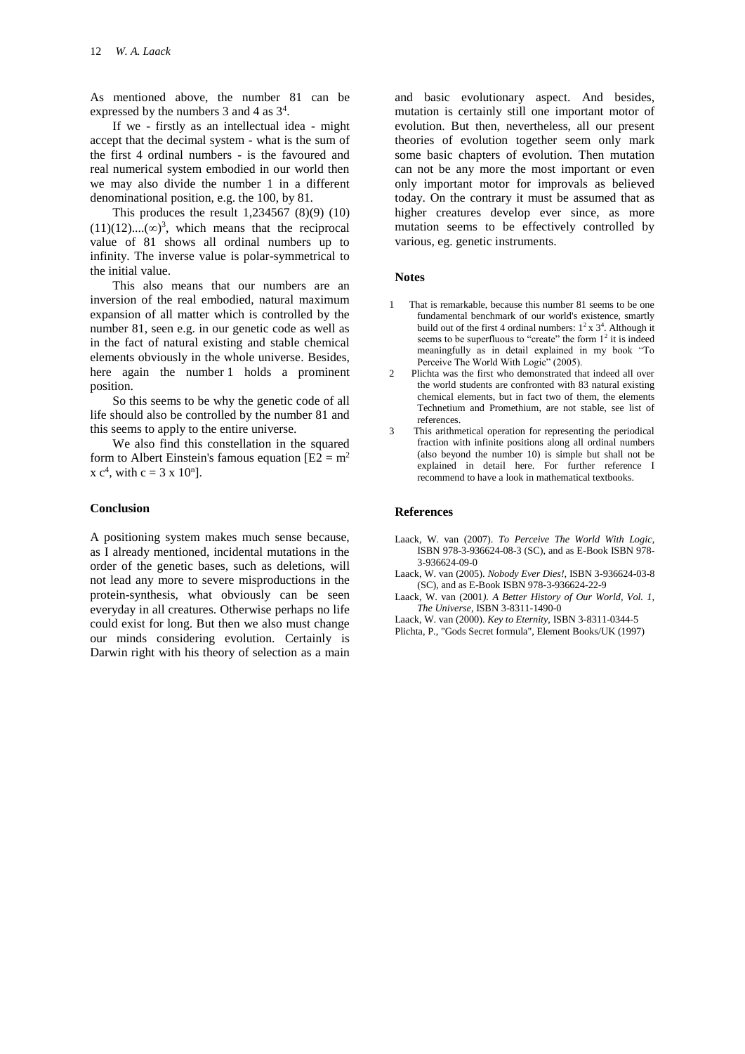As mentioned above, the number 81 can be expressed by the numbers 3 and 4 as $3^4$.

If we - firstly as an intellectual idea - might accept that the decimal system - what is the sum of the first 4 ordinal numbers - is the favoured and real numerical system embodied in our world then we may also divide the number 1 in a different denominational position, e.g. the 100, by 81.

This produces the result 1,234567 (8)(9) (10) $(11)(12)....(\infty)^3$, which means that the reciprocal value of 81 shows all ordinal numbers up to infinity. The inverse value is polar-symmetrical to the initial value.

This also means that our numbers are an inversion of the real embodied, natural maximum expansion of all matter which is controlled by the number 81, seen e.g. in our genetic code as well as in the fact of natural existing and stable chemical elements obviously in the whole universe. Besides, here again the number 1 holds a prominent position.

So this seems to be why the genetic code of all life should also be controlled by the number 81 and this seems to apply to the entire universe.

We also find this constellation in the squared form to Albert Einstein's famous equation [$E2 = m^2 \times c^4$, with $c = 3 \times 10^n$].

## Conclusion

A positioning system makes much sense because, as I already mentioned, incidental mutations in the order of the genetic bases, such as deletions, will not lead any more to severe misproductions in the protein-synthesis, what obviously can be seen everyday in all creatures. Otherwise perhaps no life could exist for long. But then we also must change our minds considering evolution. Certainly is Darwin right with his theory of selection as a main and basic evolutionary aspect. And besides, mutation is certainly still one important motor of evolution. But then, nevertheless, all our present theories of evolution together seem only mark some basic chapters of evolution. Then mutation can not be any more the most important or even only important motor for improvals as believed today. On the contrary it must be assumed that as higher creatures develop ever since, as more mutation seems to be effectively controlled by various, eg. genetic instruments.

## Notes

1. That is remarkable, because this number 81 seems to be one fundamental benchmark of our world's existence, smartly build out of the first 4 ordinal numbers: $1^2 \times 3^4$. Although it seems to be superfluous to "create" the form $1^2$ it is indeed meaningfully as in detail explained in my book "To Perceive The World With Logic" (2005).
2. Plichta was the first who demonstrated that indeed all over the world students are confronted with 83 natural existing chemical elements, but in fact two of them, the elements Technetium and Promethium, are not stable, see list of references.
3. This arithmetical operation for representing the periodical fraction with infinite positions along all ordinal numbers (also beyond the number 10) is simple but shall not be explained in detail here. For further reference I recommend to have a look in mathematical textbooks.

## References

Laack, W. van (2007). *To Perceive The World With Logic*, ISBN 978-3-936624-08-3 (SC), and as E-Book ISBN 978-3-936624-09-0

Laack, W. van (2005). *Nobody Ever Dies!*, ISBN 3-936624-03-8 (SC), and as E-Book ISBN 978-3-936624-22-9

Laack, W. van (2001). *A Better History of Our World, Vol. 1, The Universe*, ISBN 3-8311-1490-0

Laack, W. van (2000). *Key to Eternity*, ISBN 3-8311-0344-5

Plichta, P., "Gods Secret formula", Element Books/UK (1997)